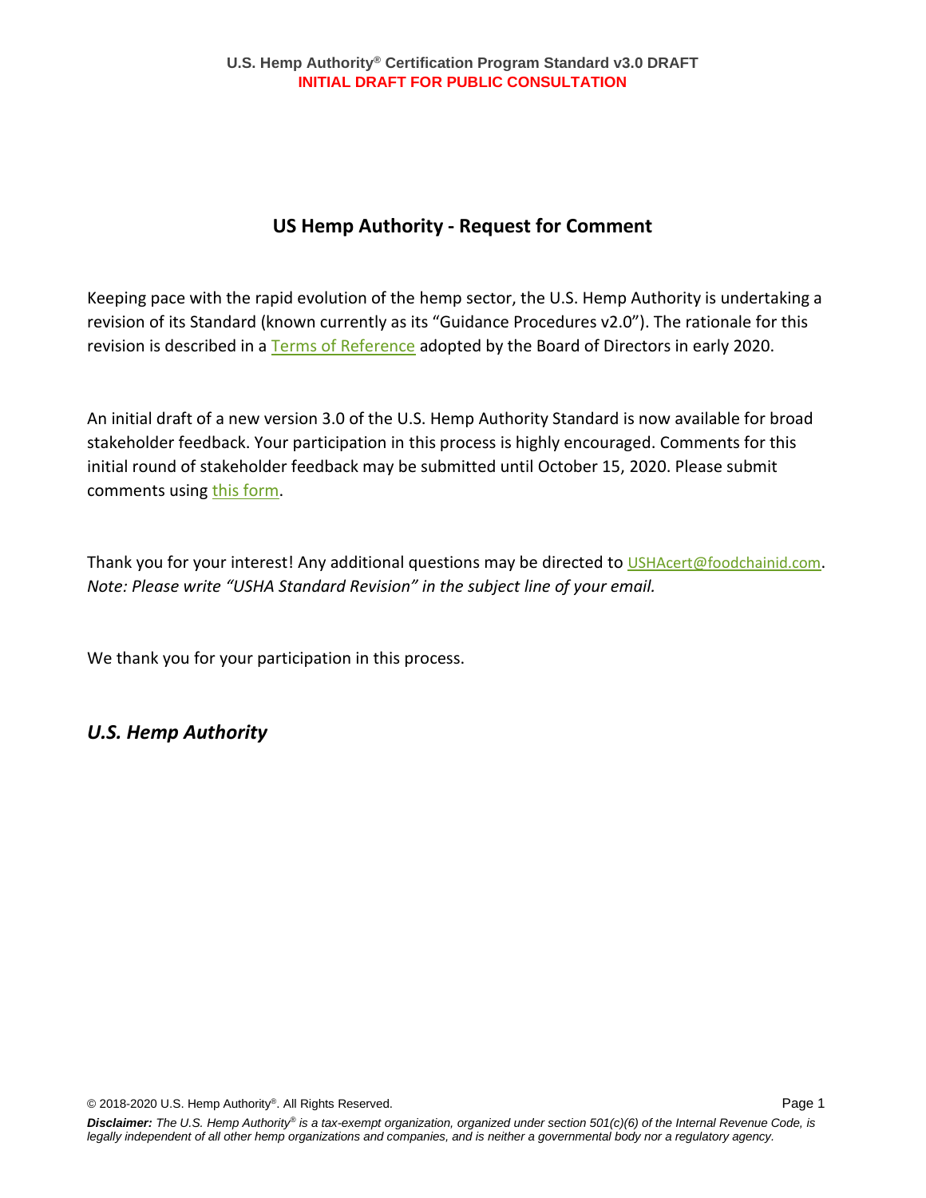# US Hemp Authority - Request for Comment

Keeping pace with the rapid evolution of the hemp sector, the U.S. Hemp Authority is undertaking a revision of its Standard (known currently as its "Guidance Procedures v2.0"). The rationale for this revision is described in a Terms of Reference adopted by the Board of Directors in early 2020.

An initial draft of a new version 3.0 of the U.S. Hemp Authority Standard is now available for broad stakeholder feedback. Your participation in this process is highly encouraged. Comments for this initial round of stakeholder feedback may be submitted until October 15, 2020. Please submit comments using this form.

Thank you for your interest! Any additional questions may be directed to USHAcert@foodchainid.com. *Note: Please write "USHA Standard Revision" in the subject line of your email.*

We thank you for your participation in this process.

***U.S. Hemp Authority***

© 2018-2020 U.S. Hemp Authority®. All Rights Reserved.

***Disclaimer:*** *The U.S. Hemp Authority® is a tax-exempt organization, organized under section 501(c)(6) of the Internal Revenue Code, is legally independent of all other hemp organizations and companies, and is neither a governmental body nor a regulatory agency.*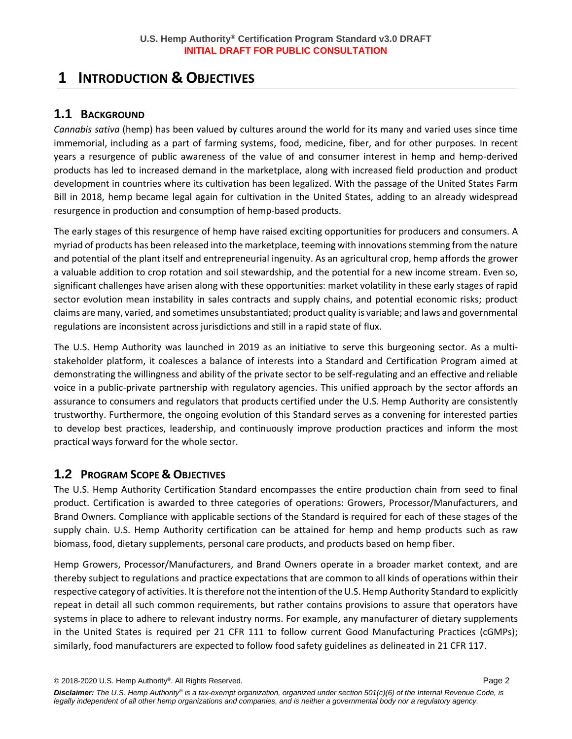# 1 Introduction & Objectives

## 1.1 Background

*Cannabis sativa* (hemp) has been valued by cultures around the world for its many and varied uses since time immemorial, including as a part of farming systems, food, medicine, fiber, and for other purposes. In recent years a resurgence of public awareness of the value of and consumer interest in hemp and hemp-derived products has led to increased demand in the marketplace, along with increased field production and product development in countries where its cultivation has been legalized. With the passage of the United States Farm Bill in 2018, hemp became legal again for cultivation in the United States, adding to an already widespread resurgence in production and consumption of hemp-based products.

The early stages of this resurgence of hemp have raised exciting opportunities for producers and consumers. A myriad of products has been released into the marketplace, teeming with innovations stemming from the nature and potential of the plant itself and entrepreneurial ingenuity. As an agricultural crop, hemp affords the grower a valuable addition to crop rotation and soil stewardship, and the potential for a new income stream. Even so, significant challenges have arisen along with these opportunities: market volatility in these early stages of rapid sector evolution mean instability in sales contracts and supply chains, and potential economic risks; product claims are many, varied, and sometimes unsubstantiated; product quality is variable; and laws and governmental regulations are inconsistent across jurisdictions and still in a rapid state of flux.

The U.S. Hemp Authority was launched in 2019 as an initiative to serve this burgeoning sector. As a multi-stakeholder platform, it coalesces a balance of interests into a Standard and Certification Program aimed at demonstrating the willingness and ability of the private sector to be self-regulating and an effective and reliable voice in a public-private partnership with regulatory agencies. This unified approach by the sector affords an assurance to consumers and regulators that products certified under the U.S. Hemp Authority are consistently trustworthy. Furthermore, the ongoing evolution of this Standard serves as a convening for interested parties to develop best practices, leadership, and continuously improve production practices and inform the most practical ways forward for the whole sector.

## 1.2 Program Scope & Objectives

The U.S. Hemp Authority Certification Standard encompasses the entire production chain from seed to final product. Certification is awarded to three categories of operations: Growers, Processor/Manufacturers, and Brand Owners. Compliance with applicable sections of the Standard is required for each of these stages of the supply chain. U.S. Hemp Authority certification can be attained for hemp and hemp products such as raw biomass, food, dietary supplements, personal care products, and products based on hemp fiber.

Hemp Growers, Processor/Manufacturers, and Brand Owners operate in a broader market context, and are thereby subject to regulations and practice expectations that are common to all kinds of operations within their respective category of activities. It is therefore not the intention of the U.S. Hemp Authority Standard to explicitly repeat in detail all such common requirements, but rather contains provisions to assure that operators have systems in place to adhere to relevant industry norms. For example, any manufacturer of dietary supplements in the United States is required per 21 CFR 111 to follow current Good Manufacturing Practices (cGMPs); similarly, food manufacturers are expected to follow food safety guidelines as delineated in 21 CFR 117.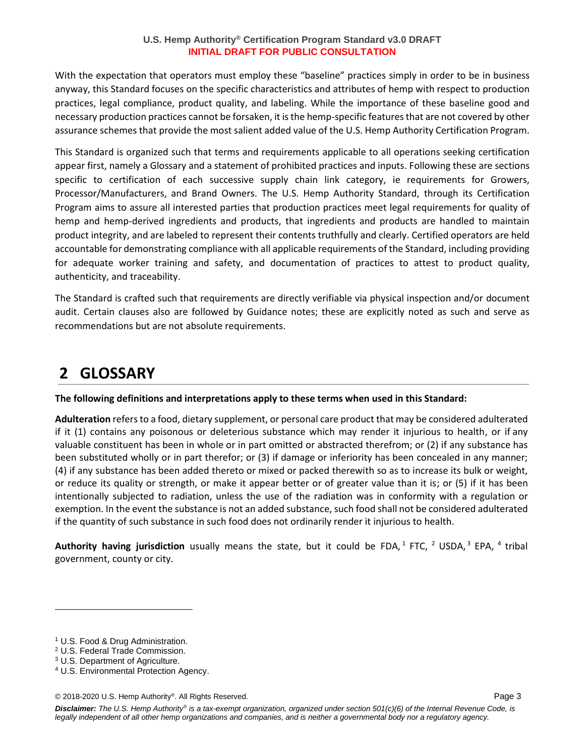With the expectation that operators must employ these "baseline" practices simply in order to be in business anyway, this Standard focuses on the specific characteristics and attributes of hemp with respect to production practices, legal compliance, product quality, and labeling. While the importance of these baseline good and necessary production practices cannot be forsaken, it is the hemp-specific features that are not covered by other assurance schemes that provide the most salient added value of the U.S. Hemp Authority Certification Program.

This Standard is organized such that terms and requirements applicable to all operations seeking certification appear first, namely a Glossary and a statement of prohibited practices and inputs. Following these are sections specific to certification of each successive supply chain link category, ie requirements for Growers, Processor/Manufacturers, and Brand Owners. The U.S. Hemp Authority Standard, through its Certification Program aims to assure all interested parties that production practices meet legal requirements for quality of hemp and hemp-derived ingredients and products, that ingredients and products are handled to maintain product integrity, and are labeled to represent their contents truthfully and clearly. Certified operators are held accountable for demonstrating compliance with all applicable requirements of the Standard, including providing for adequate worker training and safety, and documentation of practices to attest to product quality, authenticity, and traceability.

The Standard is crafted such that requirements are directly verifiable via physical inspection and/or document audit. Certain clauses also are followed by Guidance notes; these are explicitly noted as such and serve as recommendations but are not absolute requirements.

# 2 GLOSSARY

**The following definitions and interpretations apply to these terms when used in this Standard:**

**Adulteration** refers to a food, dietary supplement, or personal care product that may be considered adulterated if it (1) contains any poisonous or deleterious substance which may render it injurious to health, or if any valuable constituent has been in whole or in part omitted or abstracted therefrom; or (2) if any substance has been substituted wholly or in part therefor; or (3) if damage or inferiority has been concealed in any manner; (4) if any substance has been added thereto or mixed or packed therewith so as to increase its bulk or weight, or reduce its quality or strength, or make it appear better or of greater value than it is; or (5) if it has been intentionally subjected to radiation, unless the use of the radiation was in conformity with a regulation or exemption. In the event the substance is not an added substance, such food shall not be considered adulterated if the quantity of such substance in such food does not ordinarily render it injurious to health.

**Authority having jurisdiction** usually means the state, but it could be FDA,[1] FTC,[2] USDA,[3] EPA,[4] tribal government, county or city.

[1] U.S. Food & Drug Administration.

[2] U.S. Federal Trade Commission.

[3] U.S. Department of Agriculture.

[4] U.S. Environmental Protection Agency.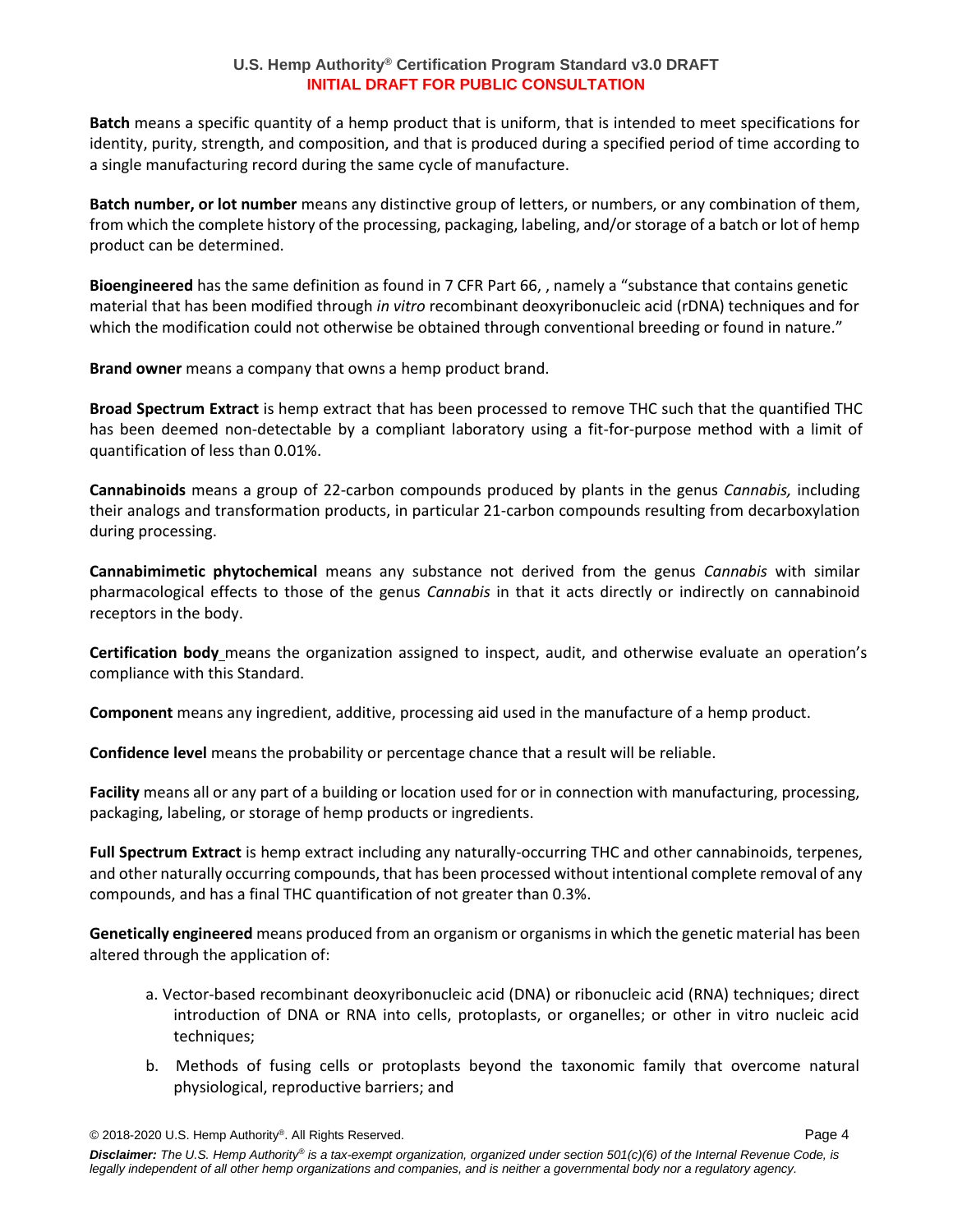**Batch** means a specific quantity of a hemp product that is uniform, that is intended to meet specifications for identity, purity, strength, and composition, and that is produced during a specified period of time according to a single manufacturing record during the same cycle of manufacture.

**Batch number, or lot number** means any distinctive group of letters, or numbers, or any combination of them, from which the complete history of the processing, packaging, labeling, and/or storage of a batch or lot of hemp product can be determined.

**Bioengineered** has the same definition as found in 7 CFR Part 66, , namely a "substance that contains genetic material that has been modified through *in vitro* recombinant deoxyribonucleic acid (rDNA) techniques and for which the modification could not otherwise be obtained through conventional breeding or found in nature."

**Brand owner** means a company that owns a hemp product brand.

**Broad Spectrum Extract** is hemp extract that has been processed to remove THC such that the quantified THC has been deemed non-detectable by a compliant laboratory using a fit-for-purpose method with a limit of quantification of less than 0.01%.

**Cannabinoids** means a group of 22-carbon compounds produced by plants in the genus *Cannabis,* including their analogs and transformation products, in particular 21-carbon compounds resulting from decarboxylation during processing.

**Cannabimimetic phytochemical** means any substance not derived from the genus *Cannabis* with similar pharmacological effects to those of the genus *Cannabis* in that it acts directly or indirectly on cannabinoid receptors in the body.

**Certification body** means the organization assigned to inspect, audit, and otherwise evaluate an operation's compliance with this Standard.

**Component** means any ingredient, additive, processing aid used in the manufacture of a hemp product.

**Confidence level** means the probability or percentage chance that a result will be reliable.

**Facility** means all or any part of a building or location used for or in connection with manufacturing, processing, packaging, labeling, or storage of hemp products or ingredients.

**Full Spectrum Extract** is hemp extract including any naturally-occurring THC and other cannabinoids, terpenes, and other naturally occurring compounds, that has been processed without intentional complete removal of any compounds, and has a final THC quantification of not greater than 0.3%.

**Genetically engineered** means produced from an organism or organisms in which the genetic material has been altered through the application of:

a. Vector-based recombinant deoxyribonucleic acid (DNA) or ribonucleic acid (RNA) techniques; direct introduction of DNA or RNA into cells, protoplasts, or organelles; or other in vitro nucleic acid techniques;

b. Methods of fusing cells or protoplasts beyond the taxonomic family that overcome natural physiological, reproductive barriers; and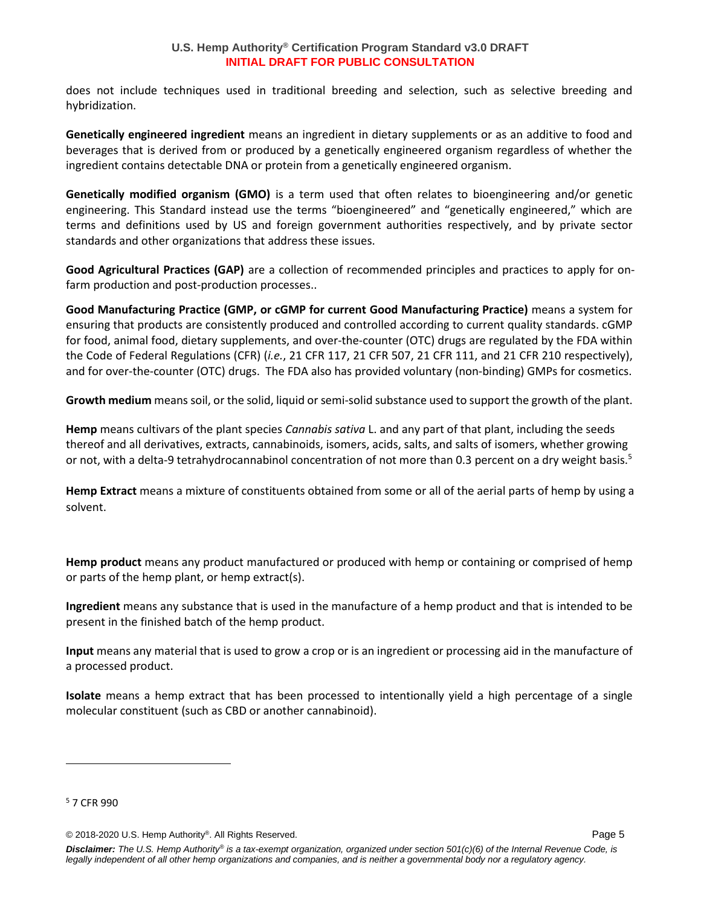does not include techniques used in traditional breeding and selection, such as selective breeding and hybridization.

**Genetically engineered ingredient** means an ingredient in dietary supplements or as an additive to food and beverages that is derived from or produced by a genetically engineered organism regardless of whether the ingredient contains detectable DNA or protein from a genetically engineered organism.

**Genetically modified organism (GMO)** is a term used that often relates to bioengineering and/or genetic engineering. This Standard instead use the terms "bioengineered" and "genetically engineered," which are terms and definitions used by US and foreign government authorities respectively, and by private sector standards and other organizations that address these issues.

**Good Agricultural Practices (GAP)** are a collection of recommended principles and practices to apply for on-farm production and post-production processes..

**Good Manufacturing Practice (GMP, or cGMP for current Good Manufacturing Practice)** means a system for ensuring that products are consistently produced and controlled according to current quality standards. cGMP for food, animal food, dietary supplements, and over-the-counter (OTC) drugs are regulated by the FDA within the Code of Federal Regulations (CFR) (*i.e.*, 21 CFR 117, 21 CFR 507, 21 CFR 111, and 21 CFR 210 respectively), and for over-the-counter (OTC) drugs. The FDA also has provided voluntary (non-binding) GMPs for cosmetics.

**Growth medium** means soil, or the solid, liquid or semi-solid substance used to support the growth of the plant.

**Hemp** means cultivars of the plant species *Cannabis sativa* L. and any part of that plant, including the seeds thereof and all derivatives, extracts, cannabinoids, isomers, acids, salts, and salts of isomers, whether growing or not, with a delta-9 tetrahydrocannabinol concentration of not more than 0.3 percent on a dry weight basis.[5]

**Hemp Extract** means a mixture of constituents obtained from some or all of the aerial parts of hemp by using a solvent.

**Hemp product** means any product manufactured or produced with hemp or containing or comprised of hemp or parts of the hemp plant, or hemp extract(s).

**Ingredient** means any substance that is used in the manufacture of a hemp product and that is intended to be present in the finished batch of the hemp product.

**Input** means any material that is used to grow a crop or is an ingredient or processing aid in the manufacture of a processed product.

**Isolate** means a hemp extract that has been processed to intentionally yield a high percentage of a single molecular constituent (such as CBD or another cannabinoid).

---

[5] 7 CFR 990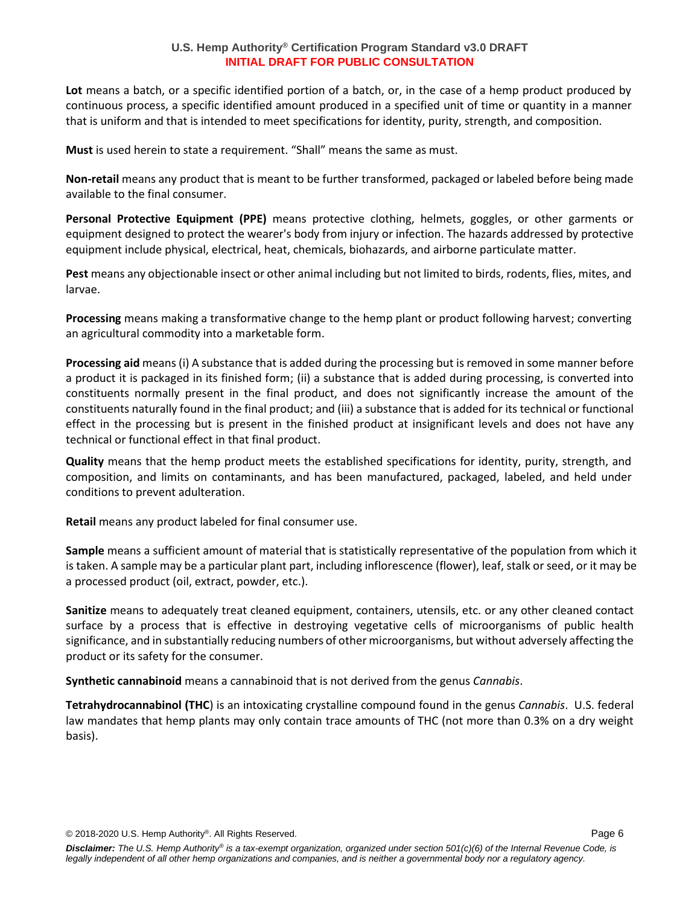**Lot** means a batch, or a specific identified portion of a batch, or, in the case of a hemp product produced by continuous process, a specific identified amount produced in a specified unit of time or quantity in a manner that is uniform and that is intended to meet specifications for identity, purity, strength, and composition.

**Must** is used herein to state a requirement. "Shall" means the same as must.

**Non-retail** means any product that is meant to be further transformed, packaged or labeled before being made available to the final consumer.

**Personal Protective Equipment (PPE)** means protective clothing, helmets, goggles, or other garments or equipment designed to protect the wearer's body from injury or infection. The hazards addressed by protective equipment include physical, electrical, heat, chemicals, biohazards, and airborne particulate matter.

**Pest** means any objectionable insect or other animal including but not limited to birds, rodents, flies, mites, and larvae.

**Processing** means making a transformative change to the hemp plant or product following harvest; converting an agricultural commodity into a marketable form.

**Processing aid** means (i) A substance that is added during the processing but is removed in some manner before a product it is packaged in its finished form; (ii) a substance that is added during processing, is converted into constituents normally present in the final product, and does not significantly increase the amount of the constituents naturally found in the final product; and (iii) a substance that is added for its technical or functional effect in the processing but is present in the finished product at insignificant levels and does not have any technical or functional effect in that final product.

**Quality** means that the hemp product meets the established specifications for identity, purity, strength, and composition, and limits on contaminants, and has been manufactured, packaged, labeled, and held under conditions to prevent adulteration.

**Retail** means any product labeled for final consumer use.

**Sample** means a sufficient amount of material that is statistically representative of the population from which it is taken. A sample may be a particular plant part, including inflorescence (flower), leaf, stalk or seed, or it may be a processed product (oil, extract, powder, etc.).

**Sanitize** means to adequately treat cleaned equipment, containers, utensils, etc. or any other cleaned contact surface by a process that is effective in destroying vegetative cells of microorganisms of public health significance, and in substantially reducing numbers of other microorganisms, but without adversely affecting the product or its safety for the consumer.

**Synthetic cannabinoid** means a cannabinoid that is not derived from the genus *Cannabis*.

**Tetrahydrocannabinol (THC**) is an intoxicating crystalline compound found in the genus *Cannabis*. U.S. federal law mandates that hemp plants may only contain trace amounts of THC (not more than 0.3% on a dry weight basis).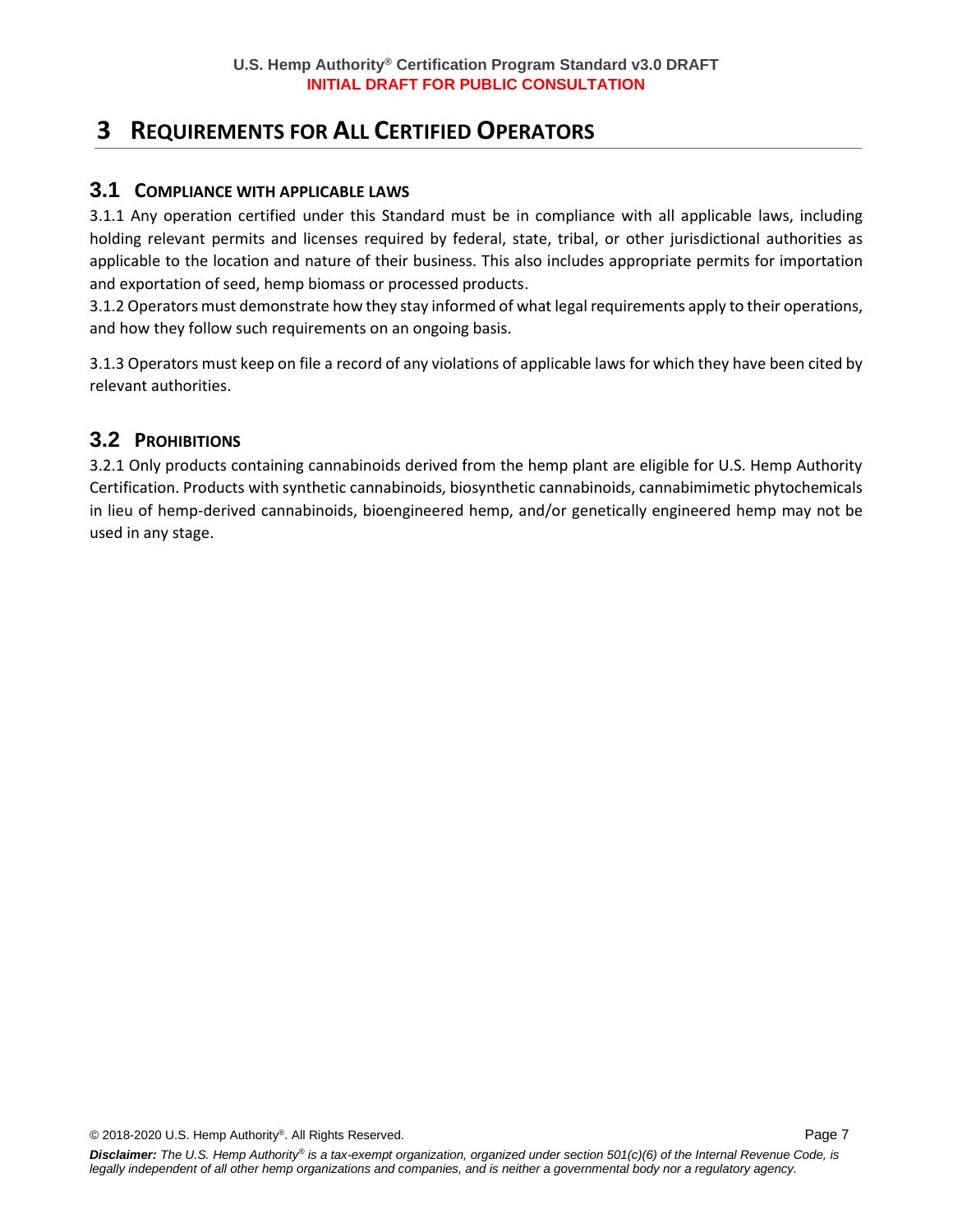# 3 Requirements for All Certified Operators

## 3.1 Compliance with Applicable Laws

3.1.1 Any operation certified under this Standard must be in compliance with all applicable laws, including holding relevant permits and licenses required by federal, state, tribal, or other jurisdictional authorities as applicable to the location and nature of their business. This also includes appropriate permits for importation and exportation of seed, hemp biomass or processed products.

3.1.2 Operators must demonstrate how they stay informed of what legal requirements apply to their operations, and how they follow such requirements on an ongoing basis.

3.1.3 Operators must keep on file a record of any violations of applicable laws for which they have been cited by relevant authorities.

## 3.2 Prohibitions

3.2.1 Only products containing cannabinoids derived from the hemp plant are eligible for U.S. Hemp Authority Certification. Products with synthetic cannabinoids, biosynthetic cannabinoids, cannabimimetic phytochemicals in lieu of hemp-derived cannabinoids, bioengineered hemp, and/or genetically engineered hemp may not be used in any stage.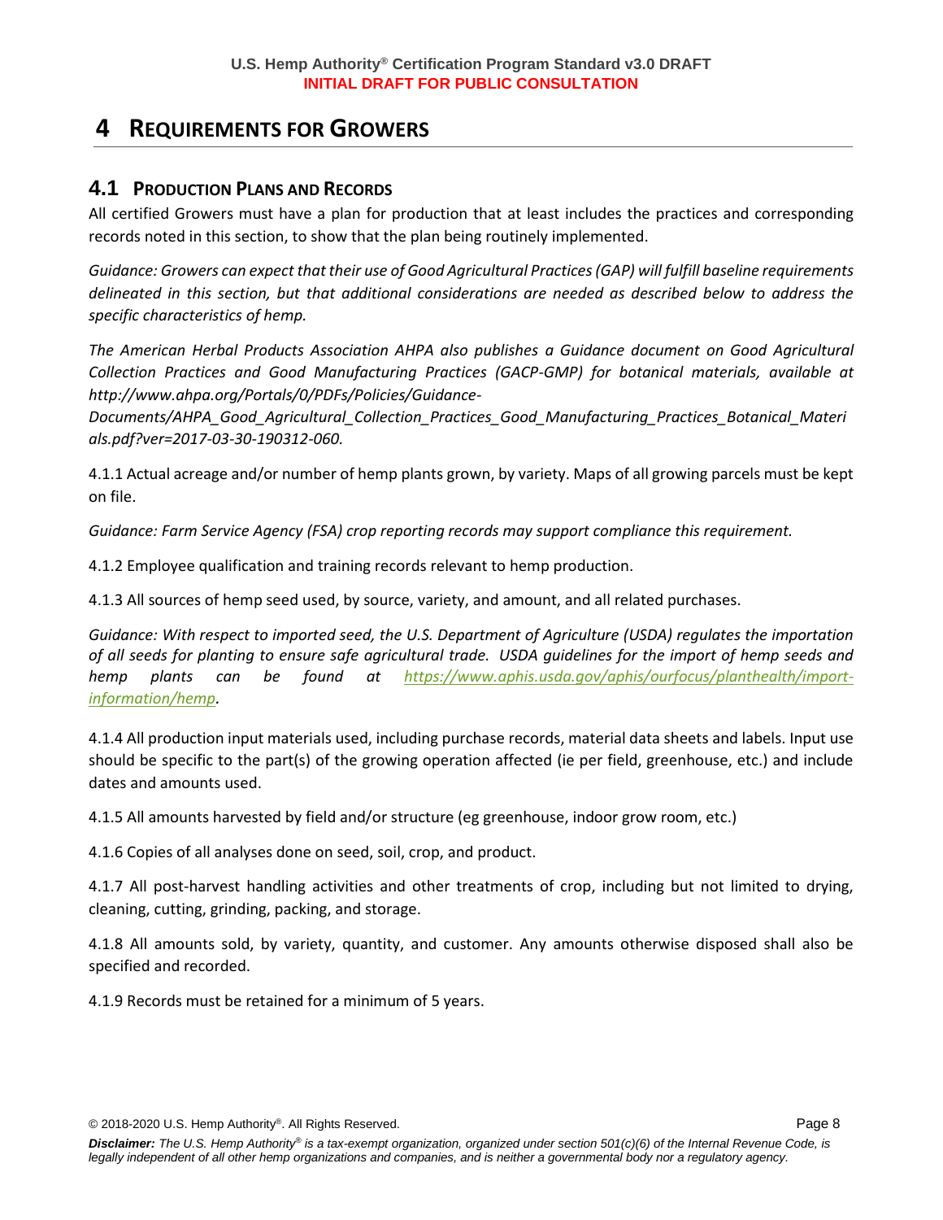# 4 REQUIREMENTS FOR GROWERS

## 4.1 PRODUCTION PLANS AND RECORDS

All certified Growers must have a plan for production that at least includes the practices and corresponding records noted in this section, to show that the plan being routinely implemented.

*Guidance: Growers can expect that their use of Good Agricultural Practices (GAP) will fulfill baseline requirements delineated in this section, but that additional considerations are needed as described below to address the specific characteristics of hemp.*

*The American Herbal Products Association AHPA also publishes a Guidance document on Good Agricultural Collection Practices and Good Manufacturing Practices (GACP-GMP) for botanical materials, available at http://www.ahpa.org/Portals/0/PDFs/Policies/Guidance-Documents/AHPA_Good_Agricultural_Collection_Practices_Good_Manufacturing_Practices_Botanical_Materials.pdf?ver=2017-03-30-190312-060.*

4.1.1 Actual acreage and/or number of hemp plants grown, by variety. Maps of all growing parcels must be kept on file.

*Guidance: Farm Service Agency (FSA) crop reporting records may support compliance this requirement.*

4.1.2 Employee qualification and training records relevant to hemp production.

4.1.3 All sources of hemp seed used, by source, variety, and amount, and all related purchases.

*Guidance: With respect to imported seed, the U.S. Department of Agriculture (USDA) regulates the importation of all seeds for planting to ensure safe agricultural trade. USDA guidelines for the import of hemp seeds and hemp plants can be found at https://www.aphis.usda.gov/aphis/ourfocus/planthealth/import-information/hemp.*

4.1.4 All production input materials used, including purchase records, material data sheets and labels. Input use should be specific to the part(s) of the growing operation affected (ie per field, greenhouse, etc.) and include dates and amounts used.

4.1.5 All amounts harvested by field and/or structure (eg greenhouse, indoor grow room, etc.)

4.1.6 Copies of all analyses done on seed, soil, crop, and product.

4.1.7 All post-harvest handling activities and other treatments of crop, including but not limited to drying, cleaning, cutting, grinding, packing, and storage.

4.1.8 All amounts sold, by variety, quantity, and customer. Any amounts otherwise disposed shall also be specified and recorded.

4.1.9 Records must be retained for a minimum of 5 years.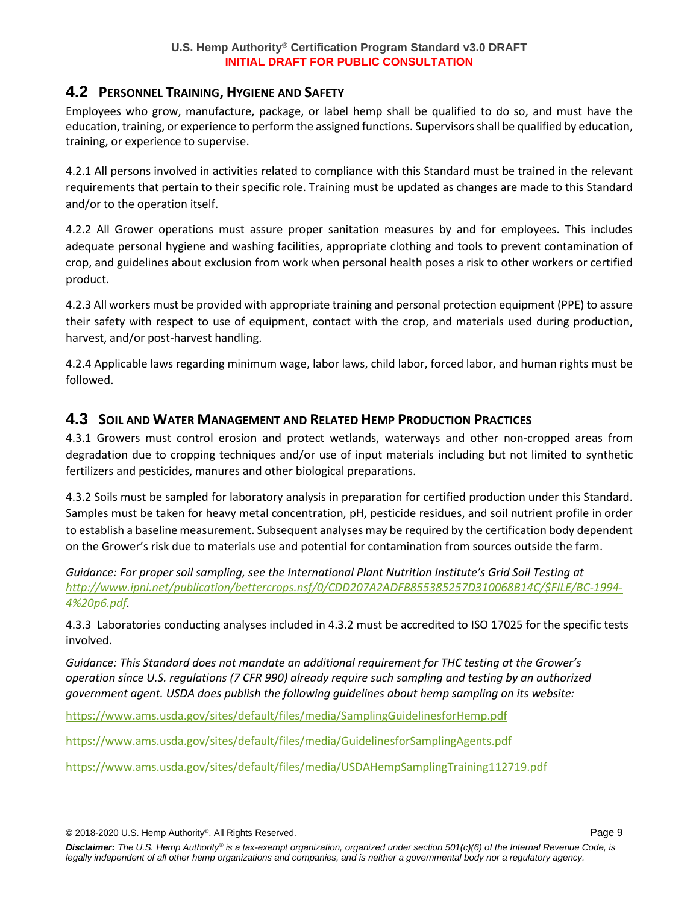## 4.2 Personnel Training, Hygiene and Safety

Employees who grow, manufacture, package, or label hemp shall be qualified to do so, and must have the education, training, or experience to perform the assigned functions. Supervisors shall be qualified by education, training, or experience to supervise.

4.2.1 All persons involved in activities related to compliance with this Standard must be trained in the relevant requirements that pertain to their specific role. Training must be updated as changes are made to this Standard and/or to the operation itself.

4.2.2 All Grower operations must assure proper sanitation measures by and for employees. This includes adequate personal hygiene and washing facilities, appropriate clothing and tools to prevent contamination of crop, and guidelines about exclusion from work when personal health poses a risk to other workers or certified product.

4.2.3 All workers must be provided with appropriate training and personal protection equipment (PPE) to assure their safety with respect to use of equipment, contact with the crop, and materials used during production, harvest, and/or post-harvest handling.

4.2.4 Applicable laws regarding minimum wage, labor laws, child labor, forced labor, and human rights must be followed.

## 4.3 Soil and Water Management and Related Hemp Production Practices

4.3.1 Growers must control erosion and protect wetlands, waterways and other non-cropped areas from degradation due to cropping techniques and/or use of input materials including but not limited to synthetic fertilizers and pesticides, manures and other biological preparations.

4.3.2 Soils must be sampled for laboratory analysis in preparation for certified production under this Standard. Samples must be taken for heavy metal concentration, pH, pesticide residues, and soil nutrient profile in order to establish a baseline measurement. Subsequent analyses may be required by the certification body dependent on the Grower's risk due to materials use and potential for contamination from sources outside the farm.

*Guidance: For proper soil sampling, see the International Plant Nutrition Institute's Grid Soil Testing at http://www.ipni.net/publication/bettercrops.nsf/0/CDD207A2ADFB855385257D310068B14C/$FILE/BC-1994-4%20p6.pdf.*

4.3.3 Laboratories conducting analyses included in 4.3.2 must be accredited to ISO 17025 for the specific tests involved.

*Guidance: This Standard does not mandate an additional requirement for THC testing at the Grower's operation since U.S. regulations (7 CFR 990) already require such sampling and testing by an authorized government agent. USDA does publish the following guidelines about hemp sampling on its website:*

https://www.ams.usda.gov/sites/default/files/media/SamplingGuidelinesforHemp.pdf

https://www.ams.usda.gov/sites/default/files/media/GuidelinesforSamplingAgents.pdf

https://www.ams.usda.gov/sites/default/files/media/USDAHempSamplingTraining112719.pdf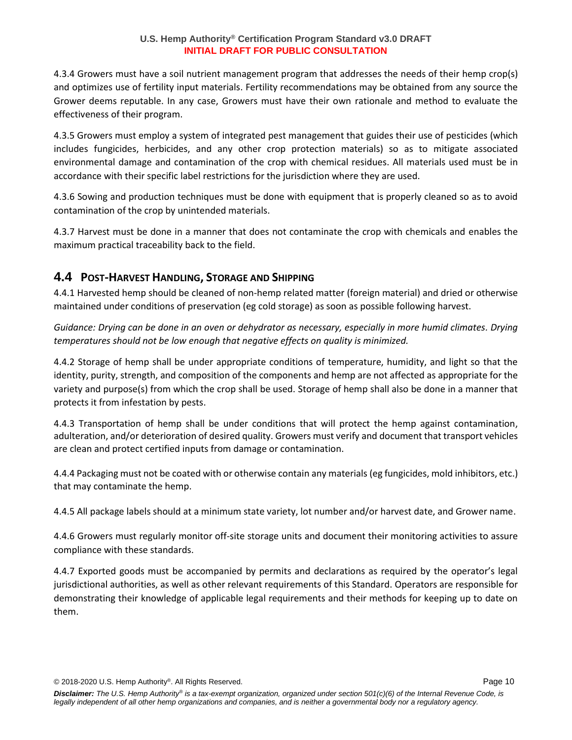4.3.4 Growers must have a soil nutrient management program that addresses the needs of their hemp crop(s) and optimizes use of fertility input materials. Fertility recommendations may be obtained from any source the Grower deems reputable. In any case, Growers must have their own rationale and method to evaluate the effectiveness of their program.

4.3.5 Growers must employ a system of integrated pest management that guides their use of pesticides (which includes fungicides, herbicides, and any other crop protection materials) so as to mitigate associated environmental damage and contamination of the crop with chemical residues. All materials used must be in accordance with their specific label restrictions for the jurisdiction where they are used.

4.3.6 Sowing and production techniques must be done with equipment that is properly cleaned so as to avoid contamination of the crop by unintended materials.

4.3.7 Harvest must be done in a manner that does not contaminate the crop with chemicals and enables the maximum practical traceability back to the field.

## 4.4 Post-Harvest Handling, Storage and Shipping

4.4.1 Harvested hemp should be cleaned of non-hemp related matter (foreign material) and dried or otherwise maintained under conditions of preservation (eg cold storage) as soon as possible following harvest.

*Guidance: Drying can be done in an oven or dehydrator as necessary, especially in more humid climates. Drying temperatures should not be low enough that negative effects on quality is minimized.*

4.4.2 Storage of hemp shall be under appropriate conditions of temperature, humidity, and light so that the identity, purity, strength, and composition of the components and hemp are not affected as appropriate for the variety and purpose(s) from which the crop shall be used. Storage of hemp shall also be done in a manner that protects it from infestation by pests.

4.4.3 Transportation of hemp shall be under conditions that will protect the hemp against contamination, adulteration, and/or deterioration of desired quality. Growers must verify and document that transport vehicles are clean and protect certified inputs from damage or contamination.

4.4.4 Packaging must not be coated with or otherwise contain any materials (eg fungicides, mold inhibitors, etc.) that may contaminate the hemp.

4.4.5 All package labels should at a minimum state variety, lot number and/or harvest date, and Grower name.

4.4.6 Growers must regularly monitor off-site storage units and document their monitoring activities to assure compliance with these standards.

4.4.7 Exported goods must be accompanied by permits and declarations as required by the operator's legal jurisdictional authorities, as well as other relevant requirements of this Standard. Operators are responsible for demonstrating their knowledge of applicable legal requirements and their methods for keeping up to date on them.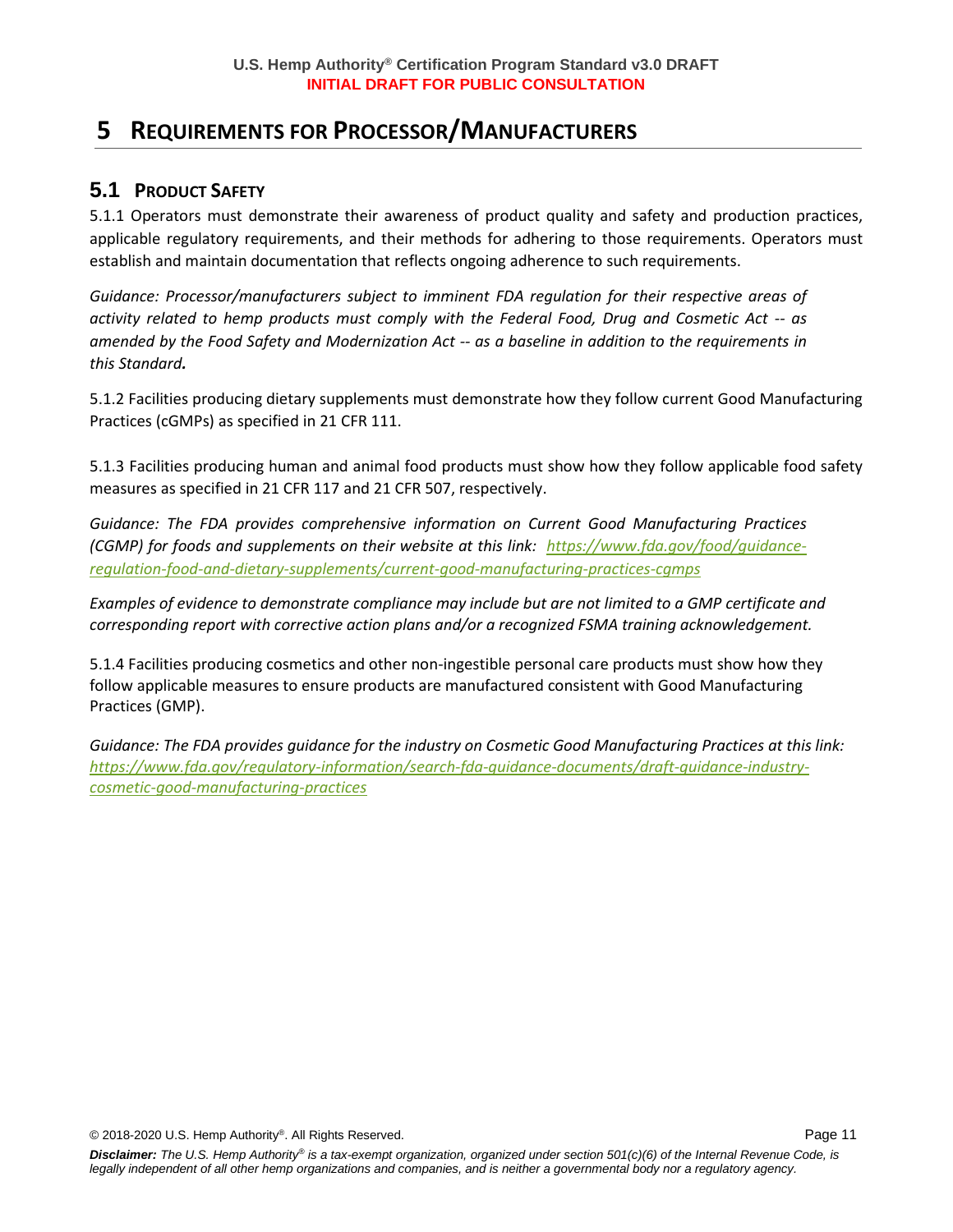# 5 REQUIREMENTS FOR PROCESSOR/MANUFACTURERS

## 5.1 PRODUCT SAFETY

5.1.1 Operators must demonstrate their awareness of product quality and safety and production practices, applicable regulatory requirements, and their methods for adhering to those requirements. Operators must establish and maintain documentation that reflects ongoing adherence to such requirements.

*Guidance: Processor/manufacturers subject to imminent FDA regulation for their respective areas of activity related to hemp products must comply with the Federal Food, Drug and Cosmetic Act -- as amended by the Food Safety and Modernization Act -- as a baseline in addition to the requirements in this Standard.*

5.1.2 Facilities producing dietary supplements must demonstrate how they follow current Good Manufacturing Practices (cGMPs) as specified in 21 CFR 111.

5.1.3 Facilities producing human and animal food products must show how they follow applicable food safety measures as specified in 21 CFR 117 and 21 CFR 507, respectively.

*Guidance: The FDA provides comprehensive information on Current Good Manufacturing Practices (CGMP) for foods and supplements on their website at this link: https://www.fda.gov/food/guidance-regulation-food-and-dietary-supplements/current-good-manufacturing-practices-cgmps*

*Examples of evidence to demonstrate compliance may include but are not limited to a GMP certificate and corresponding report with corrective action plans and/or a recognized FSMA training acknowledgement.*

5.1.4 Facilities producing cosmetics and other non-ingestible personal care products must show how they follow applicable measures to ensure products are manufactured consistent with Good Manufacturing Practices (GMP).

*Guidance: The FDA provides guidance for the industry on Cosmetic Good Manufacturing Practices at this link: https://www.fda.gov/regulatory-information/search-fda-guidance-documents/draft-guidance-industry-cosmetic-good-manufacturing-practices*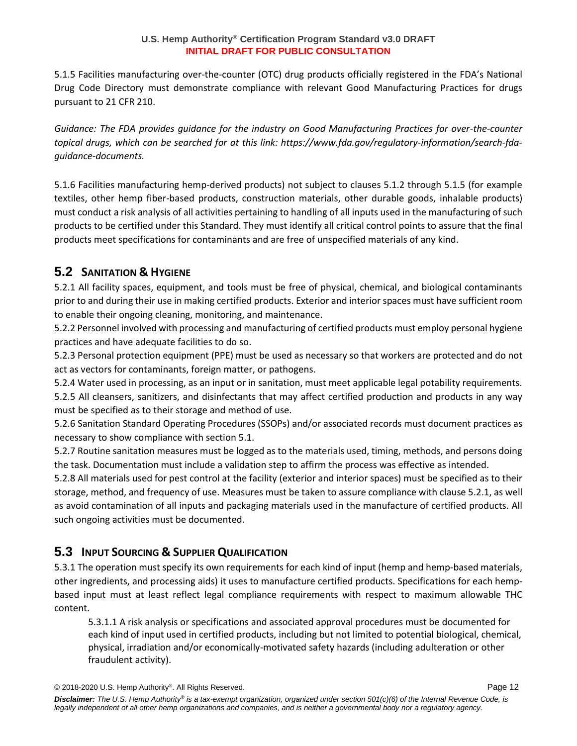5.1.5 Facilities manufacturing over-the-counter (OTC) drug products officially registered in the FDA's National Drug Code Directory must demonstrate compliance with relevant Good Manufacturing Practices for drugs pursuant to 21 CFR 210.

*Guidance: The FDA provides guidance for the industry on Good Manufacturing Practices for over-the-counter topical drugs, which can be searched for at this link: https://www.fda.gov/regulatory-information/search-fda-guidance-documents.*

5.1.6 Facilities manufacturing hemp-derived products) not subject to clauses 5.1.2 through 5.1.5 (for example textiles, other hemp fiber-based products, construction materials, other durable goods, inhalable products) must conduct a risk analysis of all activities pertaining to handling of all inputs used in the manufacturing of such products to be certified under this Standard. They must identify all critical control points to assure that the final products meet specifications for contaminants and are free of unspecified materials of any kind.

## 5.2 SANITATION & HYGIENE

5.2.1 All facility spaces, equipment, and tools must be free of physical, chemical, and biological contaminants prior to and during their use in making certified products. Exterior and interior spaces must have sufficient room to enable their ongoing cleaning, monitoring, and maintenance.

5.2.2 Personnel involved with processing and manufacturing of certified products must employ personal hygiene practices and have adequate facilities to do so.

5.2.3 Personal protection equipment (PPE) must be used as necessary so that workers are protected and do not act as vectors for contaminants, foreign matter, or pathogens.

5.2.4 Water used in processing, as an input or in sanitation, must meet applicable legal potability requirements.

5.2.5 All cleansers, sanitizers, and disinfectants that may affect certified production and products in any way must be specified as to their storage and method of use.

5.2.6 Sanitation Standard Operating Procedures (SSOPs) and/or associated records must document practices as necessary to show compliance with section 5.1.

5.2.7 Routine sanitation measures must be logged as to the materials used, timing, methods, and persons doing the task. Documentation must include a validation step to affirm the process was effective as intended.

5.2.8 All materials used for pest control at the facility (exterior and interior spaces) must be specified as to their storage, method, and frequency of use. Measures must be taken to assure compliance with clause 5.2.1, as well as avoid contamination of all inputs and packaging materials used in the manufacture of certified products. All such ongoing activities must be documented.

## 5.3 INPUT SOURCING & SUPPLIER QUALIFICATION

5.3.1 The operation must specify its own requirements for each kind of input (hemp and hemp-based materials, other ingredients, and processing aids) it uses to manufacture certified products. Specifications for each hemp-based input must at least reflect legal compliance requirements with respect to maximum allowable THC content.

> 5.3.1.1 A risk analysis or specifications and associated approval procedures must be documented for each kind of input used in certified products, including but not limited to potential biological, chemical, physical, irradiation and/or economically-motivated safety hazards (including adulteration or other fraudulent activity).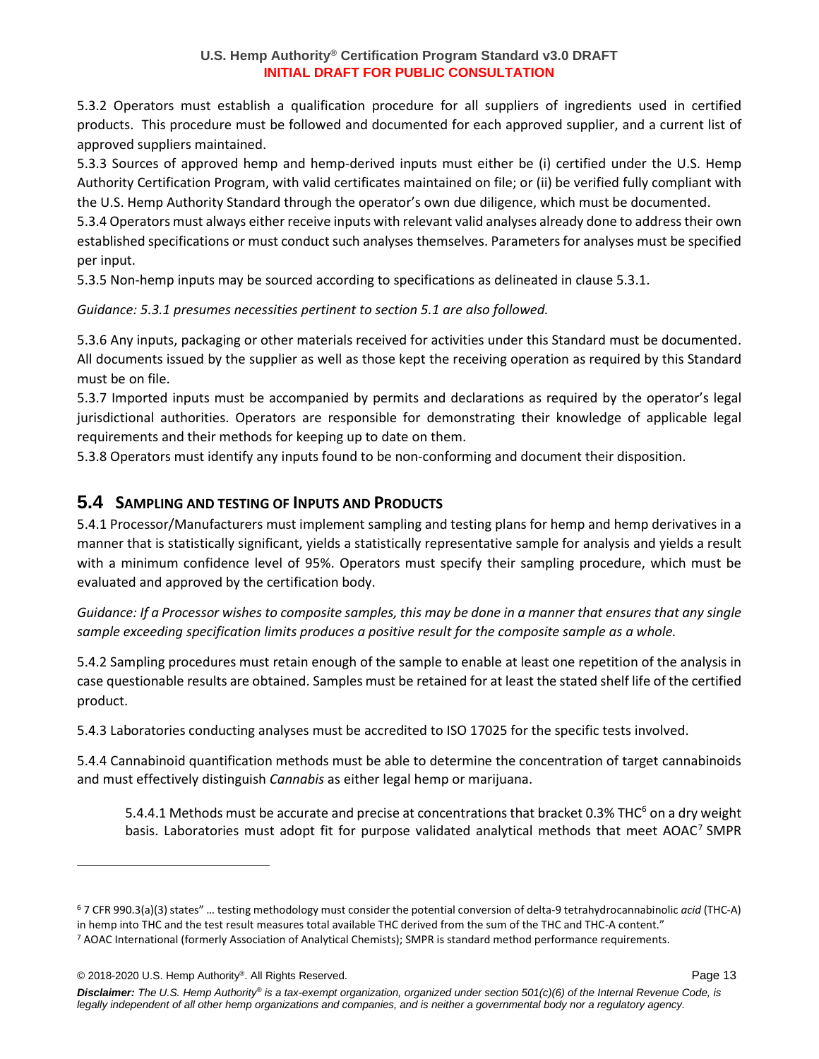5.3.2 Operators must establish a qualification procedure for all suppliers of ingredients used in certified products. This procedure must be followed and documented for each approved supplier, and a current list of approved suppliers maintained.

5.3.3 Sources of approved hemp and hemp-derived inputs must either be (i) certified under the U.S. Hemp Authority Certification Program, with valid certificates maintained on file; or (ii) be verified fully compliant with the U.S. Hemp Authority Standard through the operator's own due diligence, which must be documented.

5.3.4 Operators must always either receive inputs with relevant valid analyses already done to address their own established specifications or must conduct such analyses themselves. Parameters for analyses must be specified per input.

5.3.5 Non-hemp inputs may be sourced according to specifications as delineated in clause 5.3.1.

*Guidance: 5.3.1 presumes necessities pertinent to section 5.1 are also followed.*

5.3.6 Any inputs, packaging or other materials received for activities under this Standard must be documented. All documents issued by the supplier as well as those kept the receiving operation as required by this Standard must be on file.

5.3.7 Imported inputs must be accompanied by permits and declarations as required by the operator's legal jurisdictional authorities. Operators are responsible for demonstrating their knowledge of applicable legal requirements and their methods for keeping up to date on them.

5.3.8 Operators must identify any inputs found to be non-conforming and document their disposition.

## 5.4 Sampling and Testing of Inputs and Products

5.4.1 Processor/Manufacturers must implement sampling and testing plans for hemp and hemp derivatives in a manner that is statistically significant, yields a statistically representative sample for analysis and yields a result with a minimum confidence level of 95%. Operators must specify their sampling procedure, which must be evaluated and approved by the certification body.

*Guidance: If a Processor wishes to composite samples, this may be done in a manner that ensures that any single sample exceeding specification limits produces a positive result for the composite sample as a whole.*

5.4.2 Sampling procedures must retain enough of the sample to enable at least one repetition of the analysis in case questionable results are obtained. Samples must be retained for at least the stated shelf life of the certified product.

5.4.3 Laboratories conducting analyses must be accredited to ISO 17025 for the specific tests involved.

5.4.4 Cannabinoid quantification methods must be able to determine the concentration of target cannabinoids and must effectively distinguish *Cannabis* as either legal hemp or marijuana.

> 5.4.4.1 Methods must be accurate and precise at concentrations that bracket 0.3% THC[6] on a dry weight basis. Laboratories must adopt fit for purpose validated analytical methods that meet AOAC[7] SMPR

---

[6] 7 CFR 990.3(a)(3) states" … testing methodology must consider the potential conversion of delta-9 tetrahydrocannabinolic *acid* (THC-A) in hemp into THC and the test result measures total available THC derived from the sum of the THC and THC-A content."

[7] AOAC International (formerly Association of Analytical Chemists); SMPR is standard method performance requirements.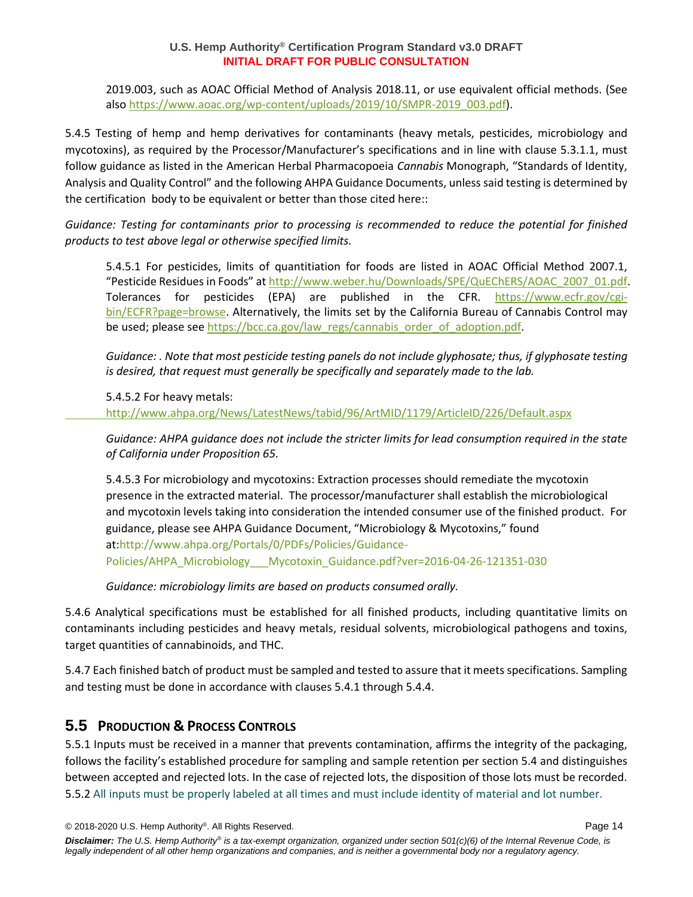2019.003, such as AOAC Official Method of Analysis 2018.11, or use equivalent official methods. (See also https://www.aoac.org/wp-content/uploads/2019/10/SMPR-2019_003.pdf).

5.4.5 Testing of hemp and hemp derivatives for contaminants (heavy metals, pesticides, microbiology and mycotoxins), as required by the Processor/Manufacturer's specifications and in line with clause 5.3.1.1, must follow guidance as listed in the American Herbal Pharmacopoeia *Cannabis* Monograph, "Standards of Identity, Analysis and Quality Control" and the following AHPA Guidance Documents, unless said testing is determined by the certification body to be equivalent or better than those cited here::

*Guidance: Testing for contaminants prior to processing is recommended to reduce the potential for finished products to test above legal or otherwise specified limits.*

5.4.5.1 For pesticides, limits of quantitiation for foods are listed in AOAC Official Method 2007.1, "Pesticide Residues in Foods" at http://www.weber.hu/Downloads/SPE/QuEChERS/AOAC_2007_01.pdf. Tolerances for pesticides (EPA) are published in the CFR. https://www.ecfr.gov/cgi-bin/ECFR?page=browse. Alternatively, the limits set by the California Bureau of Cannabis Control may be used; please see https://bcc.ca.gov/law_regs/cannabis_order_of_adoption.pdf.

*Guidance: . Note that most pesticide testing panels do not include glyphosate; thus, if glyphosate testing is desired, that request must generally be specifically and separately made to the lab.*

5.4.5.2 For heavy metals: http://www.ahpa.org/News/LatestNews/tabid/96/ArtMID/1179/ArticleID/226/Default.aspx

*Guidance: AHPA guidance does not include the stricter limits for lead consumption required in the state of California under Proposition 65.*

5.4.5.3 For microbiology and mycotoxins: Extraction processes should remediate the mycotoxin presence in the extracted material. The processor/manufacturer shall establish the microbiological and mycotoxin levels taking into consideration the intended consumer use of the finished product. For guidance, please see AHPA Guidance Document, "Microbiology & Mycotoxins," found at:http://www.ahpa.org/Portals/0/PDFs/Policies/Guidance-Policies/AHPA_Microbiology___Mycotoxin_Guidance.pdf?ver=2016-04-26-121351-030

*Guidance: microbiology limits are based on products consumed orally.*

5.4.6 Analytical specifications must be established for all finished products, including quantitative limits on contaminants including pesticides and heavy metals, residual solvents, microbiological pathogens and toxins, target quantities of cannabinoids, and THC.

5.4.7 Each finished batch of product must be sampled and tested to assure that it meets specifications. Sampling and testing must be done in accordance with clauses 5.4.1 through 5.4.4.

## 5.5 Production & Process Controls

5.5.1 Inputs must be received in a manner that prevents contamination, affirms the integrity of the packaging, follows the facility's established procedure for sampling and sample retention per section 5.4 and distinguishes between accepted and rejected lots. In the case of rejected lots, the disposition of those lots must be recorded.

5.5.2 All inputs must be properly labeled at all times and must include identity of material and lot number.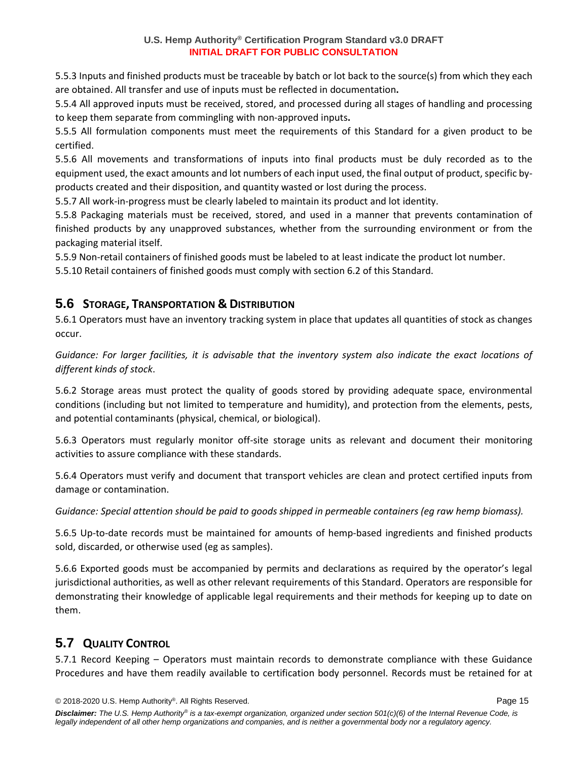5.5.3 Inputs and finished products must be traceable by batch or lot back to the source(s) from which they each are obtained. All transfer and use of inputs must be reflected in documentation**.**

5.5.4 All approved inputs must be received, stored, and processed during all stages of handling and processing to keep them separate from commingling with non-approved inputs**.**

5.5.5 All formulation components must meet the requirements of this Standard for a given product to be certified.

5.5.6 All movements and transformations of inputs into final products must be duly recorded as to the equipment used, the exact amounts and lot numbers of each input used, the final output of product, specific by-products created and their disposition, and quantity wasted or lost during the process.

5.5.7 All work-in-progress must be clearly labeled to maintain its product and lot identity.

5.5.8 Packaging materials must be received, stored, and used in a manner that prevents contamination of finished products by any unapproved substances, whether from the surrounding environment or from the packaging material itself.

5.5.9 Non-retail containers of finished goods must be labeled to at least indicate the product lot number.

5.5.10 Retail containers of finished goods must comply with section 6.2 of this Standard.

## 5.6 Storage, Transportation & Distribution

5.6.1 Operators must have an inventory tracking system in place that updates all quantities of stock as changes occur.

*Guidance: For larger facilities, it is advisable that the inventory system also indicate the exact locations of different kinds of stock*.

5.6.2 Storage areas must protect the quality of goods stored by providing adequate space, environmental conditions (including but not limited to temperature and humidity), and protection from the elements, pests, and potential contaminants (physical, chemical, or biological).

5.6.3 Operators must regularly monitor off-site storage units as relevant and document their monitoring activities to assure compliance with these standards.

5.6.4 Operators must verify and document that transport vehicles are clean and protect certified inputs from damage or contamination.

*Guidance: Special attention should be paid to goods shipped in permeable containers (eg raw hemp biomass).*

5.6.5 Up-to-date records must be maintained for amounts of hemp-based ingredients and finished products sold, discarded, or otherwise used (eg as samples).

5.6.6 Exported goods must be accompanied by permits and declarations as required by the operator's legal jurisdictional authorities, as well as other relevant requirements of this Standard. Operators are responsible for demonstrating their knowledge of applicable legal requirements and their methods for keeping up to date on them.

## 5.7 Quality Control

5.7.1 Record Keeping – Operators must maintain records to demonstrate compliance with these Guidance Procedures and have them readily available to certification body personnel. Records must be retained for at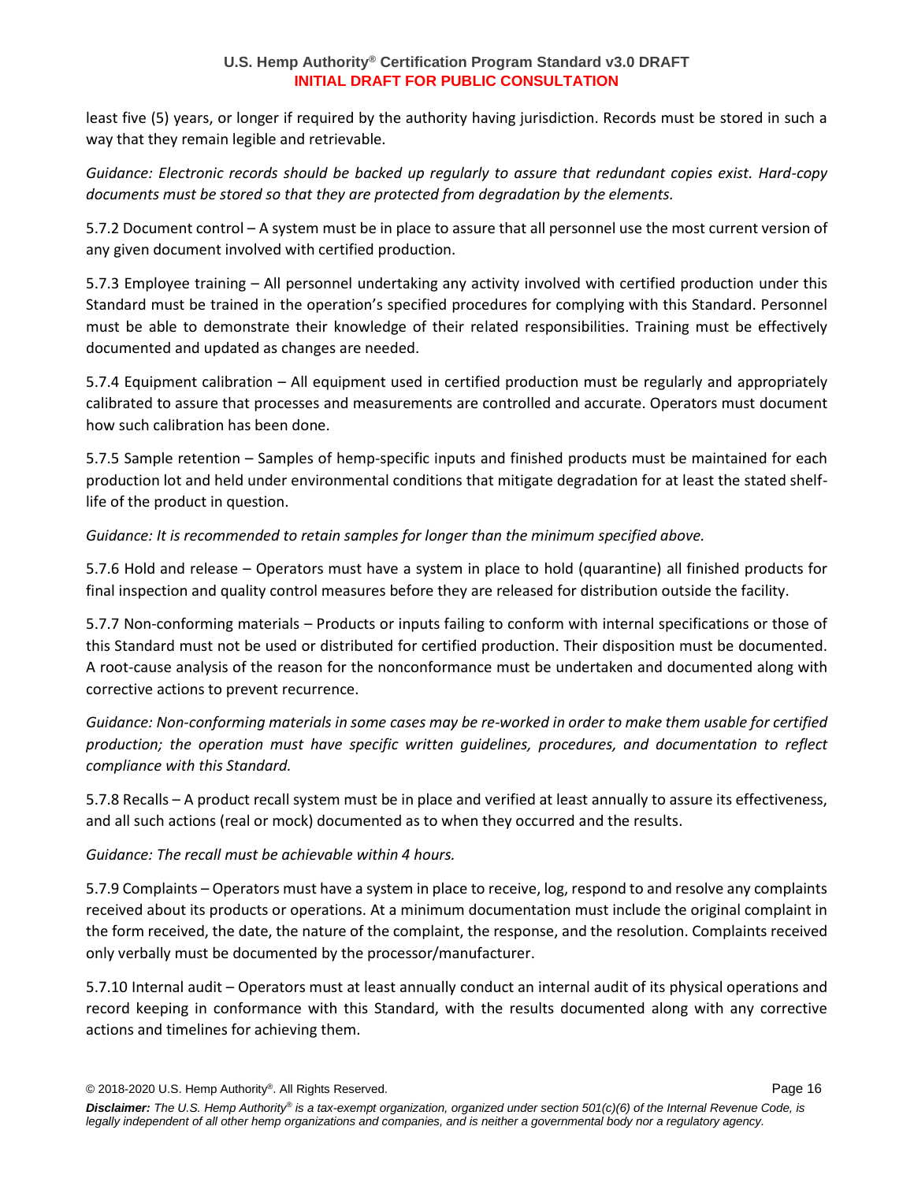least five (5) years, or longer if required by the authority having jurisdiction. Records must be stored in such a way that they remain legible and retrievable.

*Guidance: Electronic records should be backed up regularly to assure that redundant copies exist. Hard-copy documents must be stored so that they are protected from degradation by the elements.*

5.7.2 Document control – A system must be in place to assure that all personnel use the most current version of any given document involved with certified production.

5.7.3 Employee training – All personnel undertaking any activity involved with certified production under this Standard must be trained in the operation's specified procedures for complying with this Standard. Personnel must be able to demonstrate their knowledge of their related responsibilities. Training must be effectively documented and updated as changes are needed.

5.7.4 Equipment calibration – All equipment used in certified production must be regularly and appropriately calibrated to assure that processes and measurements are controlled and accurate. Operators must document how such calibration has been done.

5.7.5 Sample retention – Samples of hemp-specific inputs and finished products must be maintained for each production lot and held under environmental conditions that mitigate degradation for at least the stated shelf-life of the product in question.

*Guidance: It is recommended to retain samples for longer than the minimum specified above.*

5.7.6 Hold and release – Operators must have a system in place to hold (quarantine) all finished products for final inspection and quality control measures before they are released for distribution outside the facility.

5.7.7 Non-conforming materials – Products or inputs failing to conform with internal specifications or those of this Standard must not be used or distributed for certified production. Their disposition must be documented. A root-cause analysis of the reason for the nonconformance must be undertaken and documented along with corrective actions to prevent recurrence.

*Guidance: Non-conforming materials in some cases may be re-worked in order to make them usable for certified production; the operation must have specific written guidelines, procedures, and documentation to reflect compliance with this Standard.*

5.7.8 Recalls – A product recall system must be in place and verified at least annually to assure its effectiveness, and all such actions (real or mock) documented as to when they occurred and the results.

*Guidance: The recall must be achievable within 4 hours.*

5.7.9 Complaints – Operators must have a system in place to receive, log, respond to and resolve any complaints received about its products or operations. At a minimum documentation must include the original complaint in the form received, the date, the nature of the complaint, the response, and the resolution. Complaints received only verbally must be documented by the processor/manufacturer.

5.7.10 Internal audit – Operators must at least annually conduct an internal audit of its physical operations and record keeping in conformance with this Standard, with the results documented along with any corrective actions and timelines for achieving them.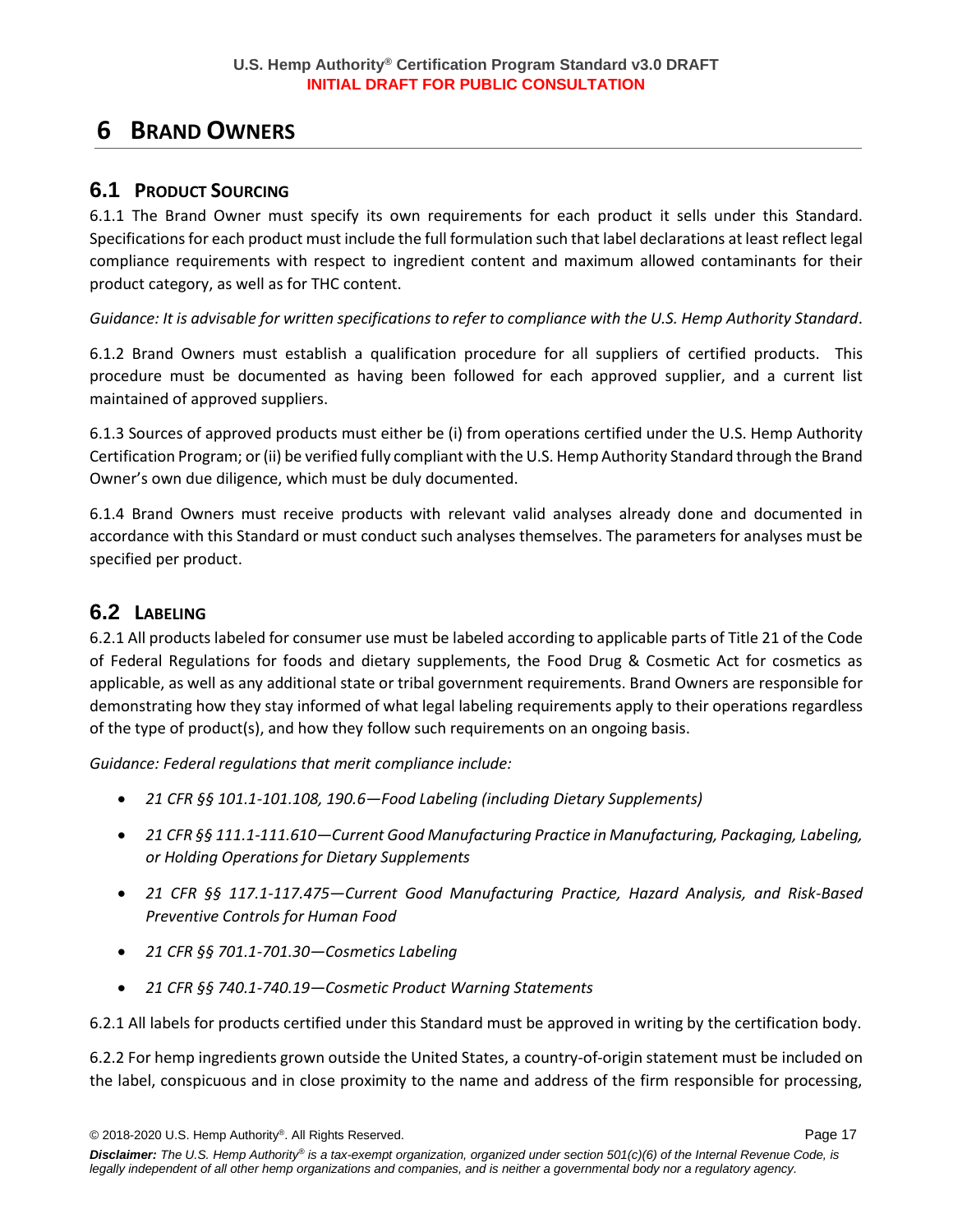// 6 BRAND OWNERS

## 6.1 PRODUCT SOURCING

6.1.1 The Brand Owner must specify its own requirements for each product it sells under this Standard. Specifications for each product must include the full formulation such that label declarations at least reflect legal compliance requirements with respect to ingredient content and maximum allowed contaminants for their product category, as well as for THC content.

*Guidance: It is advisable for written specifications to refer to compliance with the U.S. Hemp Authority Standard*.

6.1.2 Brand Owners must establish a qualification procedure for all suppliers of certified products. This procedure must be documented as having been followed for each approved supplier, and a current list maintained of approved suppliers.

6.1.3 Sources of approved products must either be (i) from operations certified under the U.S. Hemp Authority Certification Program; or (ii) be verified fully compliant with the U.S. Hemp Authority Standard through the Brand Owner's own due diligence, which must be duly documented.

6.1.4 Brand Owners must receive products with relevant valid analyses already done and documented in accordance with this Standard or must conduct such analyses themselves. The parameters for analyses must be specified per product.

## 6.2 LABELING

6.2.1 All products labeled for consumer use must be labeled according to applicable parts of Title 21 of the Code of Federal Regulations for foods and dietary supplements, the Food Drug & Cosmetic Act for cosmetics as applicable, as well as any additional state or tribal government requirements. Brand Owners are responsible for demonstrating how they stay informed of what legal labeling requirements apply to their operations regardless of the type of product(s), and how they follow such requirements on an ongoing basis.

*Guidance: Federal regulations that merit compliance include:*

- *21 CFR §§ 101.1-101.108, 190.6—Food Labeling (including Dietary Supplements)*
- *21 CFR §§ 111.1-111.610—Current Good Manufacturing Practice in Manufacturing, Packaging, Labeling, or Holding Operations for Dietary Supplements*
- *21 CFR §§ 117.1-117.475—Current Good Manufacturing Practice, Hazard Analysis, and Risk-Based Preventive Controls for Human Food*
- *21 CFR §§ 701.1-701.30—Cosmetics Labeling*
- *21 CFR §§ 740.1-740.19—Cosmetic Product Warning Statements*

6.2.1 All labels for products certified under this Standard must be approved in writing by the certification body.

6.2.2 For hemp ingredients grown outside the United States, a country-of-origin statement must be included on the label, conspicuous and in close proximity to the name and address of the firm responsible for processing,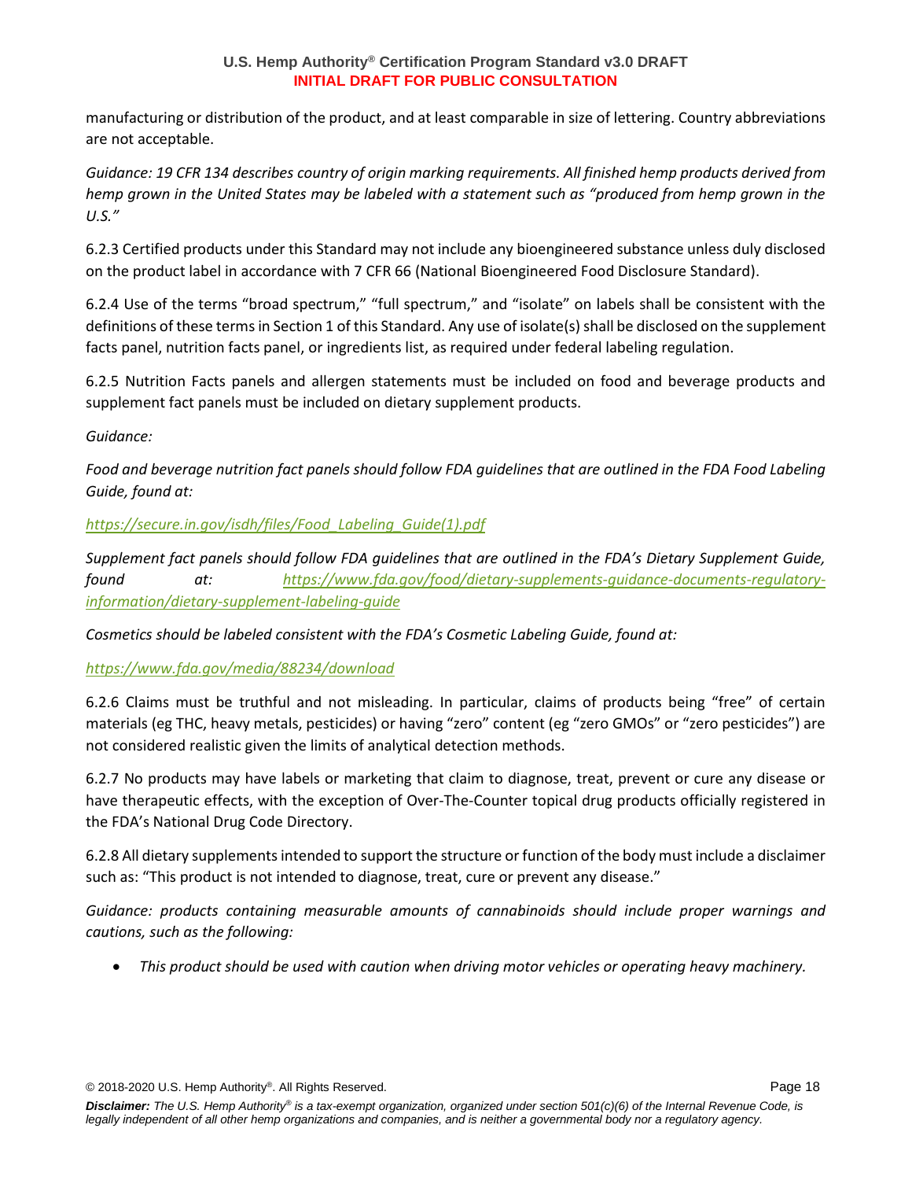manufacturing or distribution of the product, and at least comparable in size of lettering. Country abbreviations are not acceptable.

*Guidance: 19 CFR 134 describes country of origin marking requirements. All finished hemp products derived from hemp grown in the United States may be labeled with a statement such as "produced from hemp grown in the U.S."*

6.2.3 Certified products under this Standard may not include any bioengineered substance unless duly disclosed on the product label in accordance with 7 CFR 66 (National Bioengineered Food Disclosure Standard).

6.2.4 Use of the terms "broad spectrum," "full spectrum," and "isolate" on labels shall be consistent with the definitions of these terms in Section 1 of this Standard. Any use of isolate(s) shall be disclosed on the supplement facts panel, nutrition facts panel, or ingredients list, as required under federal labeling regulation.

6.2.5 Nutrition Facts panels and allergen statements must be included on food and beverage products and supplement fact panels must be included on dietary supplement products.

*Guidance:*

*Food and beverage nutrition fact panels should follow FDA guidelines that are outlined in the FDA Food Labeling Guide, found at:*

*https://secure.in.gov/isdh/files/Food_Labeling_Guide(1).pdf*

*Supplement fact panels should follow FDA guidelines that are outlined in the FDA's Dietary Supplement Guide, found at: https://www.fda.gov/food/dietary-supplements-guidance-documents-regulatory-information/dietary-supplement-labeling-guide*

*Cosmetics should be labeled consistent with the FDA's Cosmetic Labeling Guide, found at:*

*https://www.fda.gov/media/88234/download*

6.2.6 Claims must be truthful and not misleading. In particular, claims of products being "free" of certain materials (eg THC, heavy metals, pesticides) or having "zero" content (eg "zero GMOs" or "zero pesticides") are not considered realistic given the limits of analytical detection methods.

6.2.7 No products may have labels or marketing that claim to diagnose, treat, prevent or cure any disease or have therapeutic effects, with the exception of Over-The-Counter topical drug products officially registered in the FDA's National Drug Code Directory.

6.2.8 All dietary supplements intended to support the structure or function of the body must include a disclaimer such as: "This product is not intended to diagnose, treat, cure or prevent any disease."

*Guidance: products containing measurable amounts of cannabinoids should include proper warnings and cautions, such as the following:*

- *This product should be used with caution when driving motor vehicles or operating heavy machinery.*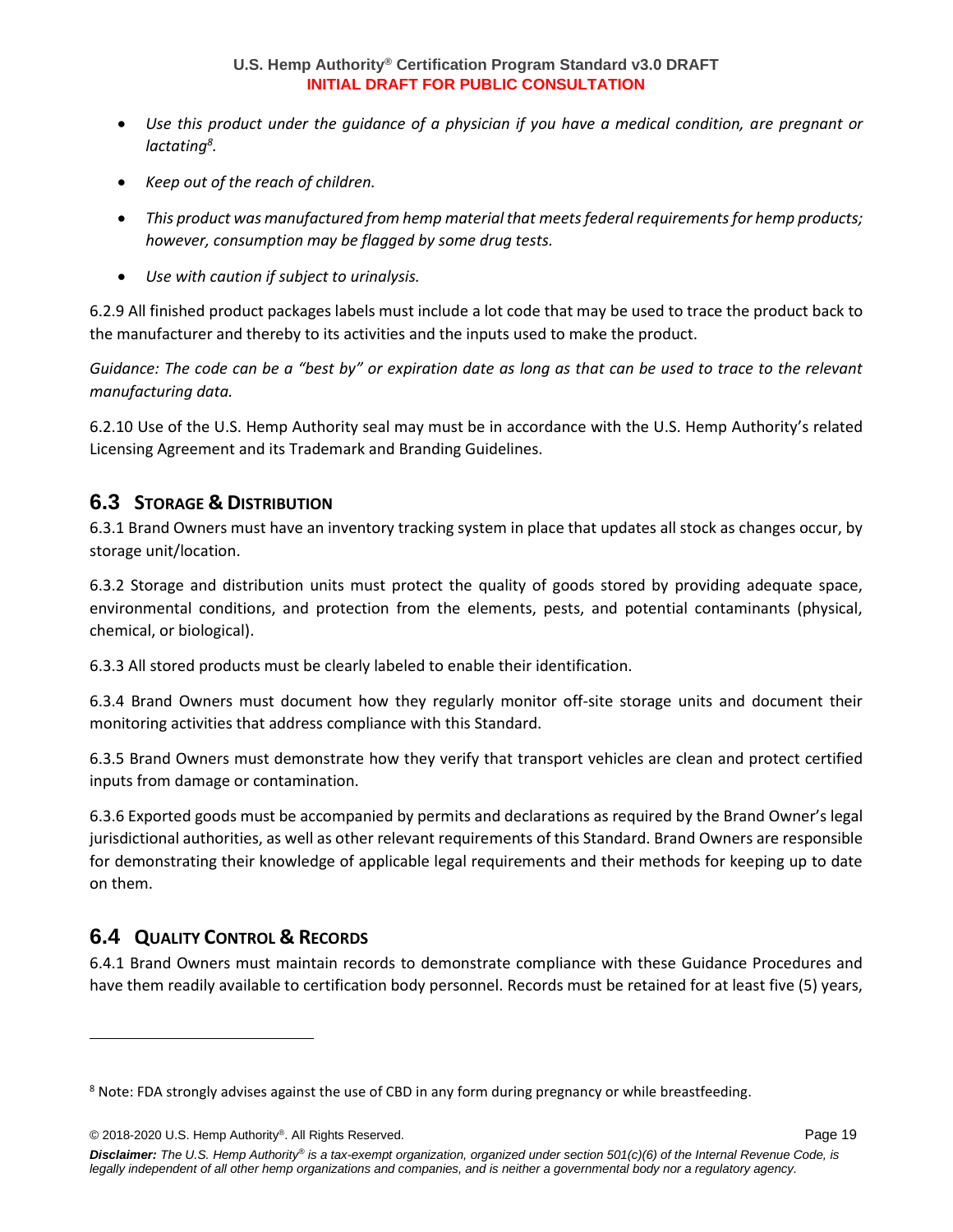- *Use this product under the guidance of a physician if you have a medical condition, are pregnant or lactating*[8]*.*
- *Keep out of the reach of children.*
- *This product was manufactured from hemp material that meets federal requirements for hemp products; however, consumption may be flagged by some drug tests.*
- *Use with caution if subject to urinalysis.*

6.2.9 All finished product packages labels must include a lot code that may be used to trace the product back to the manufacturer and thereby to its activities and the inputs used to make the product.

*Guidance: The code can be a "best by" or expiration date as long as that can be used to trace to the relevant manufacturing data.*

6.2.10 Use of the U.S. Hemp Authority seal may must be in accordance with the U.S. Hemp Authority's related Licensing Agreement and its Trademark and Branding Guidelines.

## 6.3 Storage & Distribution

6.3.1 Brand Owners must have an inventory tracking system in place that updates all stock as changes occur, by storage unit/location.

6.3.2 Storage and distribution units must protect the quality of goods stored by providing adequate space, environmental conditions, and protection from the elements, pests, and potential contaminants (physical, chemical, or biological).

6.3.3 All stored products must be clearly labeled to enable their identification.

6.3.4 Brand Owners must document how they regularly monitor off-site storage units and document their monitoring activities that address compliance with this Standard.

6.3.5 Brand Owners must demonstrate how they verify that transport vehicles are clean and protect certified inputs from damage or contamination.

6.3.6 Exported goods must be accompanied by permits and declarations as required by the Brand Owner's legal jurisdictional authorities, as well as other relevant requirements of this Standard. Brand Owners are responsible for demonstrating their knowledge of applicable legal requirements and their methods for keeping up to date on them.

## 6.4 Quality Control & Records

6.4.1 Brand Owners must maintain records to demonstrate compliance with these Guidance Procedures and have them readily available to certification body personnel. Records must be retained for at least five (5) years,

---

[8] Note: FDA strongly advises against the use of CBD in any form during pregnancy or while breastfeeding.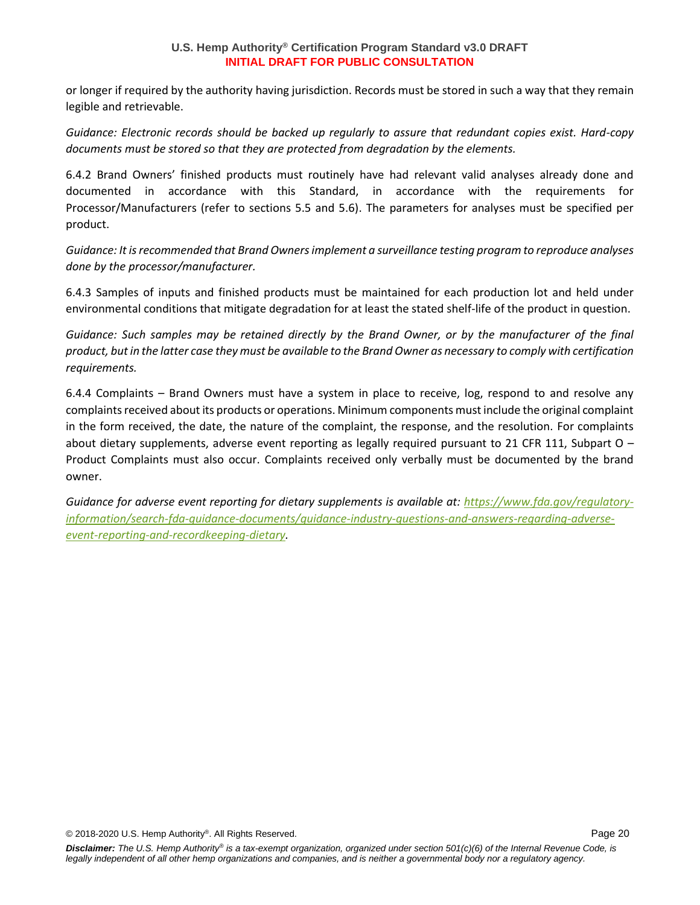or longer if required by the authority having jurisdiction. Records must be stored in such a way that they remain legible and retrievable.

*Guidance: Electronic records should be backed up regularly to assure that redundant copies exist. Hard-copy documents must be stored so that they are protected from degradation by the elements.*

6.4.2 Brand Owners' finished products must routinely have had relevant valid analyses already done and documented in accordance with this Standard, in accordance with the requirements for Processor/Manufacturers (refer to sections 5.5 and 5.6). The parameters for analyses must be specified per product.

*Guidance: It is recommended that Brand Owners implement a surveillance testing program to reproduce analyses done by the processor/manufacturer.*

6.4.3 Samples of inputs and finished products must be maintained for each production lot and held under environmental conditions that mitigate degradation for at least the stated shelf-life of the product in question.

*Guidance: Such samples may be retained directly by the Brand Owner, or by the manufacturer of the final product, but in the latter case they must be available to the Brand Owner as necessary to comply with certification requirements.*

6.4.4 Complaints – Brand Owners must have a system in place to receive, log, respond to and resolve any complaints received about its products or operations. Minimum components must include the original complaint in the form received, the date, the nature of the complaint, the response, and the resolution. For complaints about dietary supplements, adverse event reporting as legally required pursuant to 21 CFR 111, Subpart O – Product Complaints must also occur. Complaints received only verbally must be documented by the brand owner.

*Guidance for adverse event reporting for dietary supplements is available at: [https://www.fda.gov/regulatory-information/search-fda-guidance-documents/guidance-industry-questions-and-answers-regarding-adverse-event-reporting-and-recordkeeping-dietary](https://www.fda.gov/regulatory-information/search-fda-guidance-documents/guidance-industry-questions-and-answers-regarding-adverse-event-reporting-and-recordkeeping-dietary).*